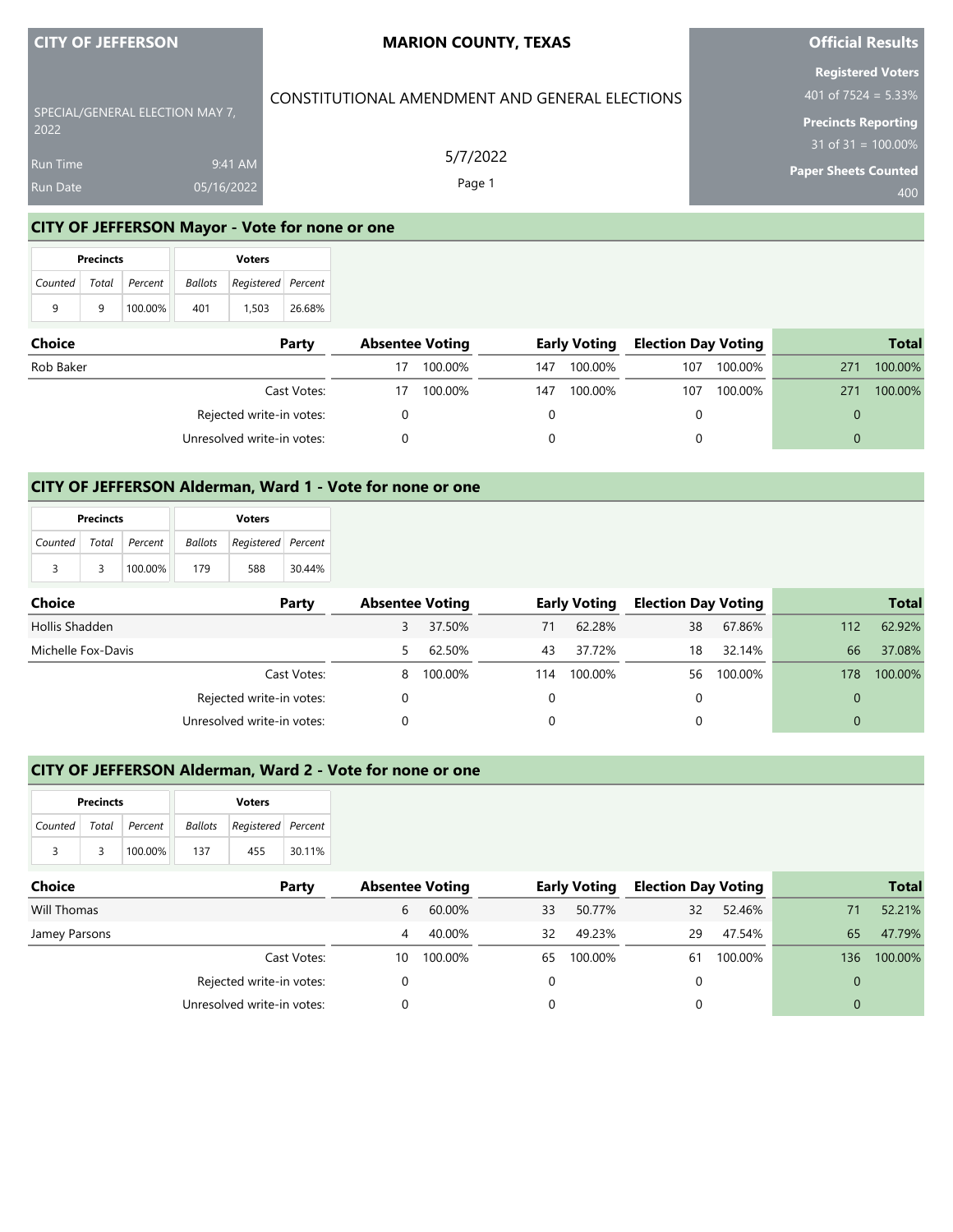**CITY OF JEFFERSON**

SPECIAL/GENERAL ELECTION MAY 7, 2022

Run Time 9:41 AM

Run Date 05/16/2022

**MARION COUNTY, TEXAS**

CONSTITUTIONAL AMENDMENT AND GENERAL ELECTIONS

5/7/2022

Page 1

**Official Results**

**Registered Voters**
401 of 7524 = 5.33%

**Precincts Reporting**
31 of 31 = 100.00%

**Paper Sheets Counted**
400

## CITY OF JEFFERSON Mayor - Vote for none or one

| Precincts | | | Voters | | |
|---|---|---|---|---|---|
| *Counted* | *Total* | *Percent* | *Ballots* | *Registered* | *Percent* |
| 9 | 9 | 100.00% | 401 | 1,503 | 26.68% |

| Choice | Party | Absentee Voting | | Early Voting | | Election Day Voting | | Total | |
|---|---|---|---|---|---|---|---|---|---|
| Rob Baker | | 17 | 100.00% | 147 | 100.00% | 107 | 100.00% | 271 | 100.00% |
| | Cast Votes: | 17 | 100.00% | 147 | 100.00% | 107 | 100.00% | 271 | 100.00% |
| | Rejected write-in votes: | 0 | | 0 | | 0 | | 0 | |
| | Unresolved write-in votes: | 0 | | 0 | | 0 | | 0 | |

## CITY OF JEFFERSON Alderman, Ward 1 - Vote for none or one

| Precincts | | | Voters | | |
|---|---|---|---|---|---|
| *Counted* | *Total* | *Percent* | *Ballots* | *Registered* | *Percent* |
| 3 | 3 | 100.00% | 179 | 588 | 30.44% |

| Choice | Party | Absentee Voting | | Early Voting | | Election Day Voting | | Total | |
|---|---|---|---|---|---|---|---|---|---|
| Hollis Shadden | | 3 | 37.50% | 71 | 62.28% | 38 | 67.86% | 112 | 62.92% |
| Michelle Fox-Davis | | 5 | 62.50% | 43 | 37.72% | 18 | 32.14% | 66 | 37.08% |
| | Cast Votes: | 8 | 100.00% | 114 | 100.00% | 56 | 100.00% | 178 | 100.00% |
| | Rejected write-in votes: | 0 | | 0 | | 0 | | 0 | |
| | Unresolved write-in votes: | 0 | | 0 | | 0 | | 0 | |

## CITY OF JEFFERSON Alderman, Ward 2 - Vote for none or one

| Precincts | | | Voters | | |
|---|---|---|---|---|---|
| *Counted* | *Total* | *Percent* | *Ballots* | *Registered* | *Percent* |
| 3 | 3 | 100.00% | 137 | 455 | 30.11% |

| Choice | Party | Absentee Voting | | Early Voting | | Election Day Voting | | Total | |
|---|---|---|---|---|---|---|---|---|---|
| Will Thomas | | 6 | 60.00% | 33 | 50.77% | 32 | 52.46% | 71 | 52.21% |
| Jamey Parsons | | 4 | 40.00% | 32 | 49.23% | 29 | 47.54% | 65 | 47.79% |
| | Cast Votes: | 10 | 100.00% | 65 | 100.00% | 61 | 100.00% | 136 | 100.00% |
| | Rejected write-in votes: | 0 | | 0 | | 0 | | 0 | |
| | Unresolved write-in votes: | 0 | | 0 | | 0 | | 0 | |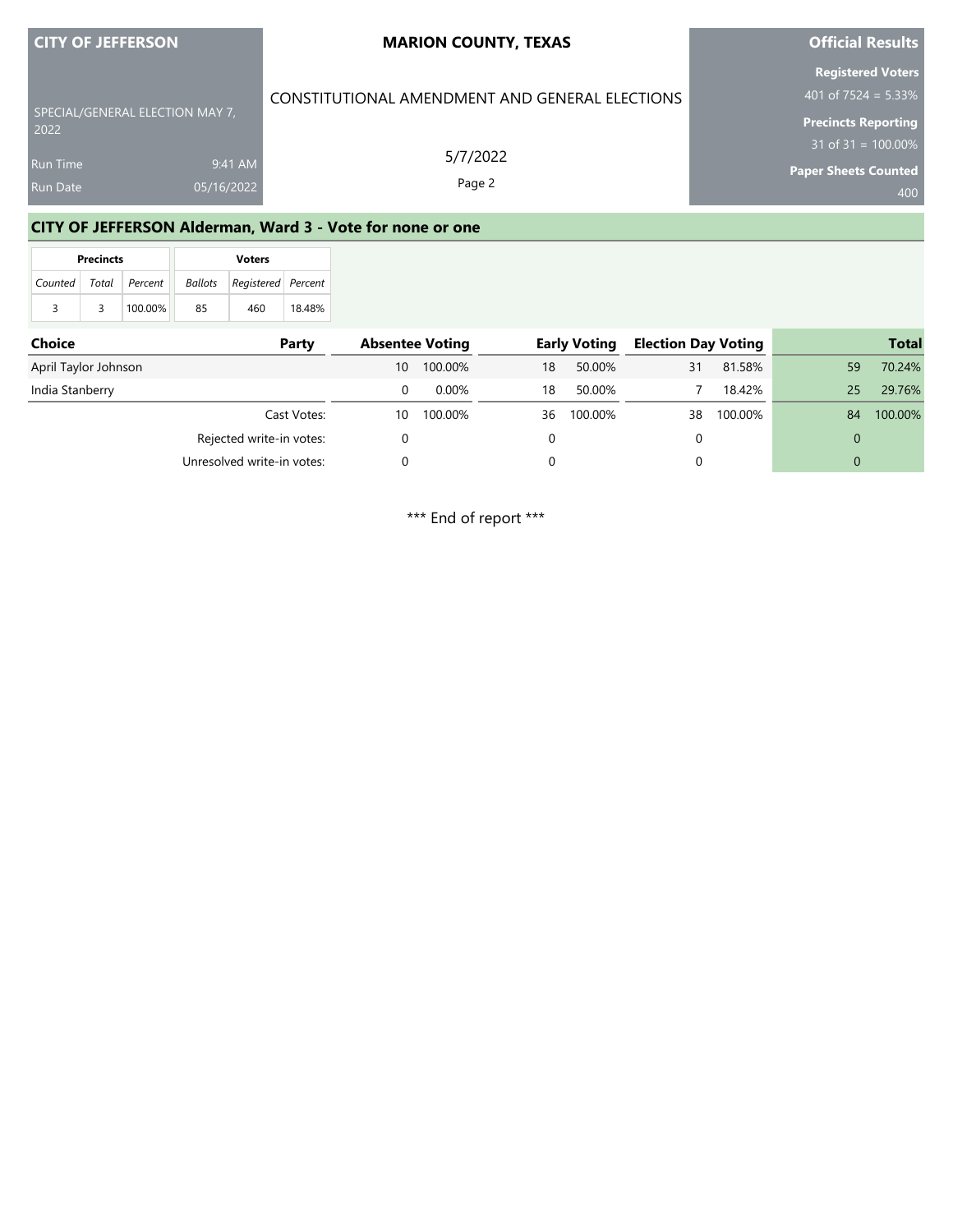CITY OF JEFFERSON

SPECIAL/GENERAL ELECTION MAY 7, 2022

| | |
|---|---|
| Run Time | 9:41 AM |
| Run Date | 05/16/2022 |

MARION COUNTY, TEXAS

CONSTITUTIONAL AMENDMENT AND GENERAL ELECTIONS

5/7/2022

**Official Results**

**Registered Voters**
401 of 7524 = 5.33%

**Precincts Reporting**
31 of 31 = 100.00%

**Paper Sheets Counted**
400

## CITY OF JEFFERSON Alderman, Ward 3 - Vote for none or one

| Precincts | | | Voters | | |
|---|---|---|---|---|---|
| Counted | Total | Percent | Ballots | Registered | Percent |
| 3 | 3 | 100.00% | 85 | 460 | 18.48% |

| Choice | Party | Absentee Voting | | Early Voting | | Election Day Voting | | Total | |
|---|---|---|---|---|---|---|---|---|---|
| April Taylor Johnson | | 10 | 100.00% | 18 | 50.00% | 31 | 81.58% | 59 | 70.24% |
| India Stanberry | | 0 | 0.00% | 18 | 50.00% | 7 | 18.42% | 25 | 29.76% |
| | Cast Votes: | 10 | 100.00% | 36 | 100.00% | 38 | 100.00% | 84 | 100.00% |
| | Rejected write-in votes: | 0 | | 0 | | 0 | | 0 | |
| | Unresolved write-in votes: | 0 | | 0 | | 0 | | 0 | |

*** End of report ***